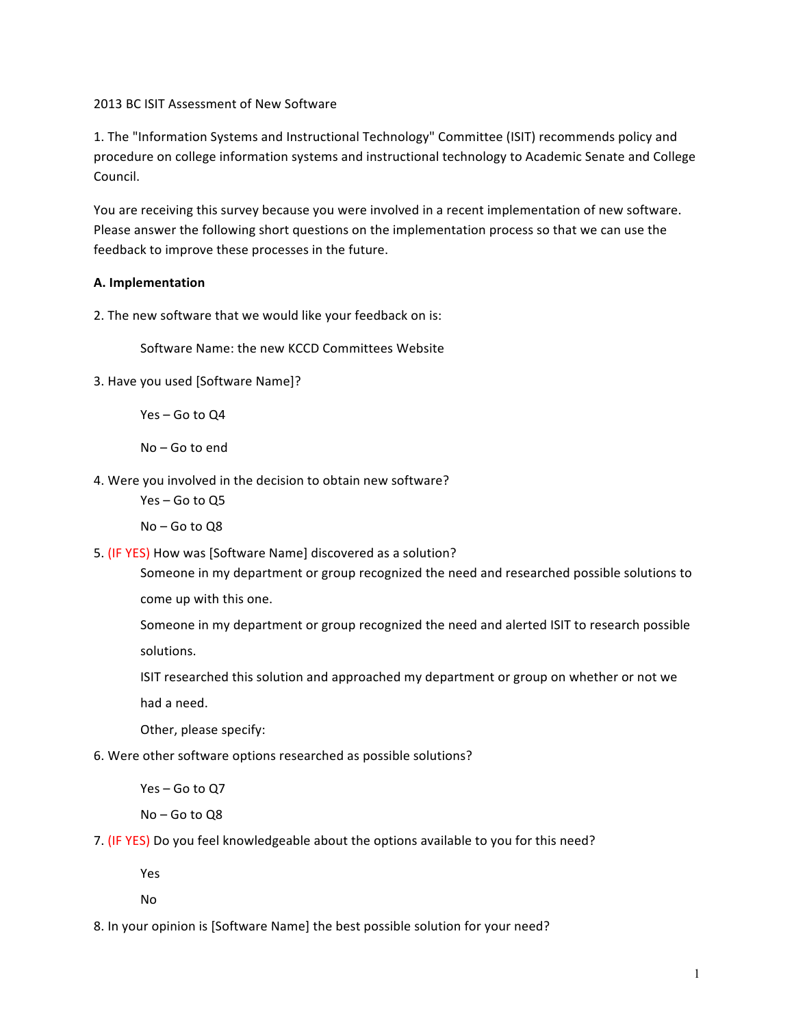2013 BC ISIT Assessment of New Software

1. The "Information Systems and Instructional Technology" Committee (ISIT) recommends policy and procedure on college information systems and instructional technology to Academic Senate and College Council.

You are receiving this survey because you were involved in a recent implementation of new software. Please answer the following short questions on the implementation process so that we can use the feedback to improve these processes in the future.

**A. Implementation**

2. The new software that we would like your feedback on is:

   Software Name: the new KCCD Committees Website

3. Have you used [Software Name]?

   Yes – Go to Q4

   No – Go to end

4. Were you involved in the decision to obtain new software?

   Yes – Go to Q5

   No – Go to Q8

5. (IF YES) How was [Software Name] discovered as a solution?

   Someone in my department or group recognized the need and researched possible solutions to come up with this one.

   Someone in my department or group recognized the need and alerted ISIT to research possible solutions.

   ISIT researched this solution and approached my department or group on whether or not we had a need.

   Other, please specify:

6. Were other software options researched as possible solutions?

   Yes – Go to Q7

   No – Go to Q8

7. (IF YES) Do you feel knowledgeable about the options available to you for this need?

   Yes

   No

8. In your opinion is [Software Name] the best possible solution for your need?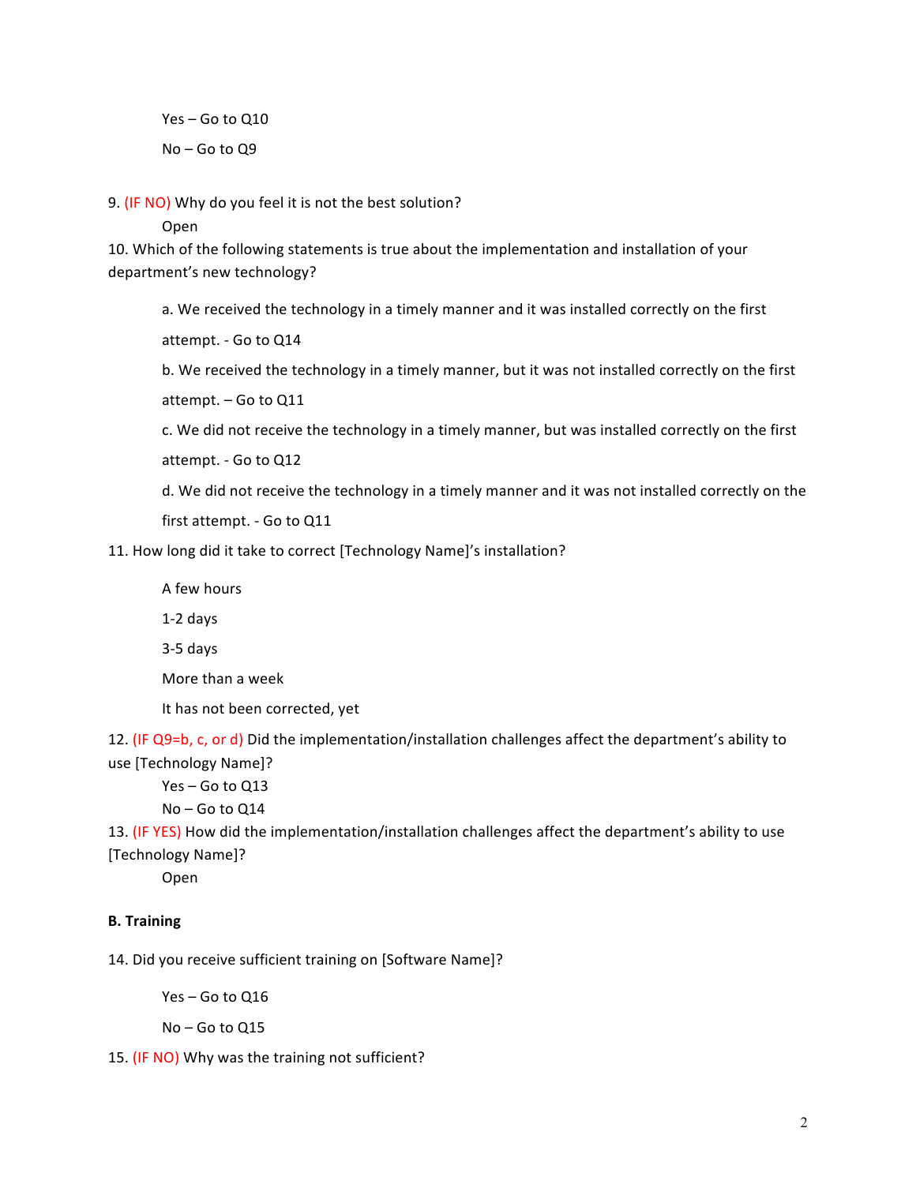Yes – Go to Q10

No – Go to Q9

9. (IF NO) Why do you feel it is not the best solution?

    Open

10. Which of the following statements is true about the implementation and installation of your department's new technology?

    a. We received the technology in a timely manner and it was installed correctly on the first attempt. - Go to Q14

    b. We received the technology in a timely manner, but it was not installed correctly on the first attempt. – Go to Q11

    c. We did not receive the technology in a timely manner, but was installed correctly on the first attempt. - Go to Q12

    d. We did not receive the technology in a timely manner and it was not installed correctly on the first attempt. - Go to Q11

11. How long did it take to correct [Technology Name]'s installation?

    A few hours

    1-2 days

    3-5 days

    More than a week

    It has not been corrected, yet

12. (IF Q9=b, c, or d) Did the implementation/installation challenges affect the department's ability to use [Technology Name]?

    Yes – Go to Q13

    No – Go to Q14

13. (IF YES) How did the implementation/installation challenges affect the department's ability to use [Technology Name]?

    Open

**B. Training**

14. Did you receive sufficient training on [Software Name]?

    Yes – Go to Q16

    No – Go to Q15

15. (IF NO) Why was the training not sufficient?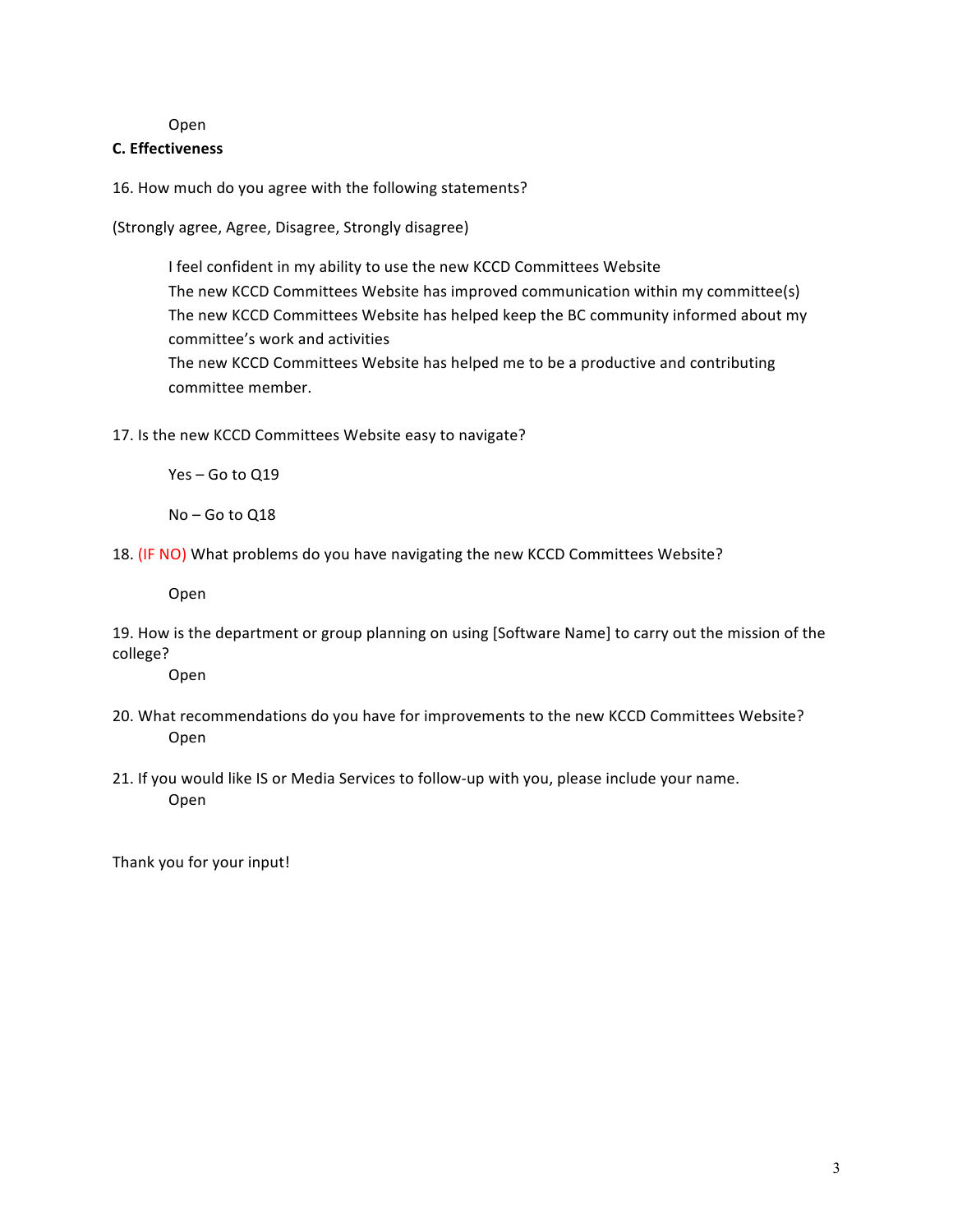Open

**C. Effectiveness**

16. How much do you agree with the following statements?

(Strongly agree, Agree, Disagree, Strongly disagree)

I feel confident in my ability to use the new KCCD Committees Website
The new KCCD Committees Website has improved communication within my committee(s)
The new KCCD Committees Website has helped keep the BC community informed about my committee's work and activities
The new KCCD Committees Website has helped me to be a productive and contributing committee member.

17. Is the new KCCD Committees Website easy to navigate?

Yes – Go to Q19

No – Go to Q18

18. (IF NO) What problems do you have navigating the new KCCD Committees Website?

Open

19. How is the department or group planning on using [Software Name] to carry out the mission of the college?

Open

20. What recommendations do you have for improvements to the new KCCD Committees Website?

Open

21. If you would like IS or Media Services to follow-up with you, please include your name.

Open

Thank you for your input!